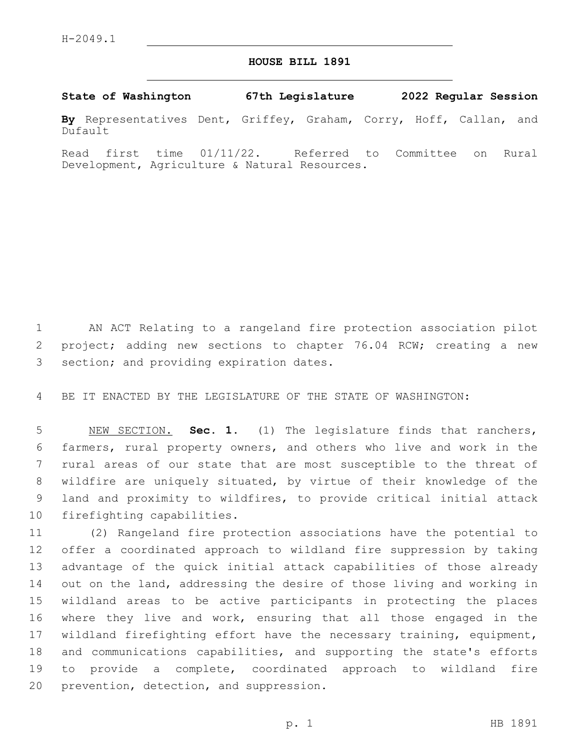H-2049.1

# HOUSE BILL 1891

**State of Washington 67th Legislature 2022 Regular Session**

**By** Representatives Dent, Griffey, Graham, Corry, Hoff, Callan, and Dufault

Read first time 01/11/22. Referred to Committee on Rural Development, Agriculture & Natural Resources.

AN ACT Relating to a rangeland fire protection association pilot project; adding new sections to chapter 76.04 RCW; creating a new section; and providing expiration dates.

BE IT ENACTED BY THE LEGISLATURE OF THE STATE OF WASHINGTON:

NEW SECTION. **Sec. 1.** (1) The legislature finds that ranchers, farmers, rural property owners, and others who live and work in the rural areas of our state that are most susceptible to the threat of wildfire are uniquely situated, by virtue of their knowledge of the land and proximity to wildfires, to provide critical initial attack firefighting capabilities.

(2) Rangeland fire protection associations have the potential to offer a coordinated approach to wildland fire suppression by taking advantage of the quick initial attack capabilities of those already out on the land, addressing the desire of those living and working in wildland areas to be active participants in protecting the places where they live and work, ensuring that all those engaged in the wildland firefighting effort have the necessary training, equipment, and communications capabilities, and supporting the state's efforts to provide a complete, coordinated approach to wildland fire prevention, detection, and suppression.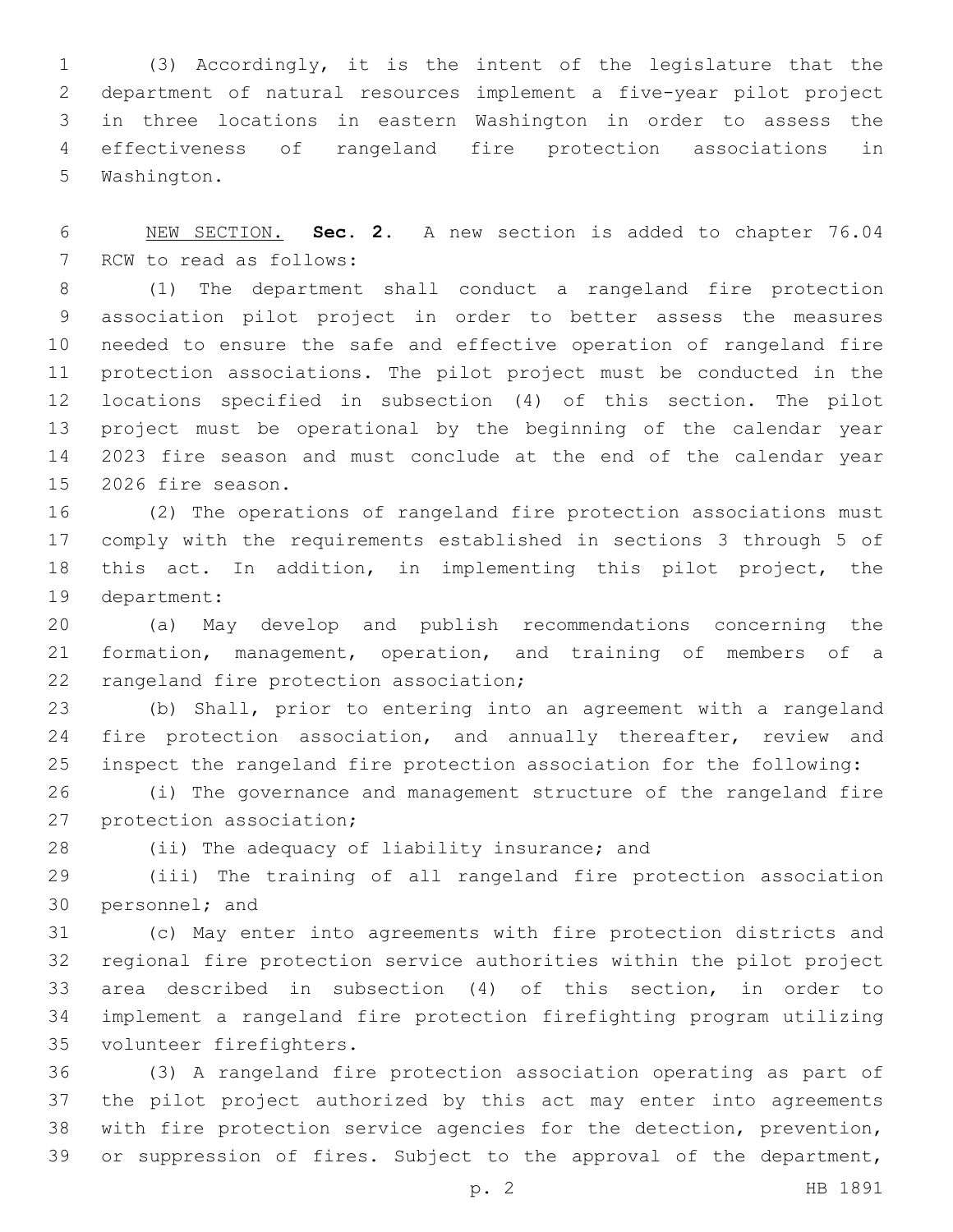(3) Accordingly, it is the intent of the legislature that the department of natural resources implement a five-year pilot project in three locations in eastern Washington in order to assess the effectiveness of rangeland fire protection associations in Washington.

NEW SECTION. **Sec. 2.** A new section is added to chapter 76.04 RCW to read as follows:

(1) The department shall conduct a rangeland fire protection association pilot project in order to better assess the measures needed to ensure the safe and effective operation of rangeland fire protection associations. The pilot project must be conducted in the locations specified in subsection (4) of this section. The pilot project must be operational by the beginning of the calendar year 2023 fire season and must conclude at the end of the calendar year 2026 fire season.

(2) The operations of rangeland fire protection associations must comply with the requirements established in sections 3 through 5 of this act. In addition, in implementing this pilot project, the department:

(a) May develop and publish recommendations concerning the formation, management, operation, and training of members of a rangeland fire protection association;

(b) Shall, prior to entering into an agreement with a rangeland fire protection association, and annually thereafter, review and inspect the rangeland fire protection association for the following:

(i) The governance and management structure of the rangeland fire protection association;

(ii) The adequacy of liability insurance; and

(iii) The training of all rangeland fire protection association personnel; and

(c) May enter into agreements with fire protection districts and regional fire protection service authorities within the pilot project area described in subsection (4) of this section, in order to implement a rangeland fire protection firefighting program utilizing volunteer firefighters.

(3) A rangeland fire protection association operating as part of the pilot project authorized by this act may enter into agreements with fire protection service agencies for the detection, prevention, or suppression of fires. Subject to the approval of the department,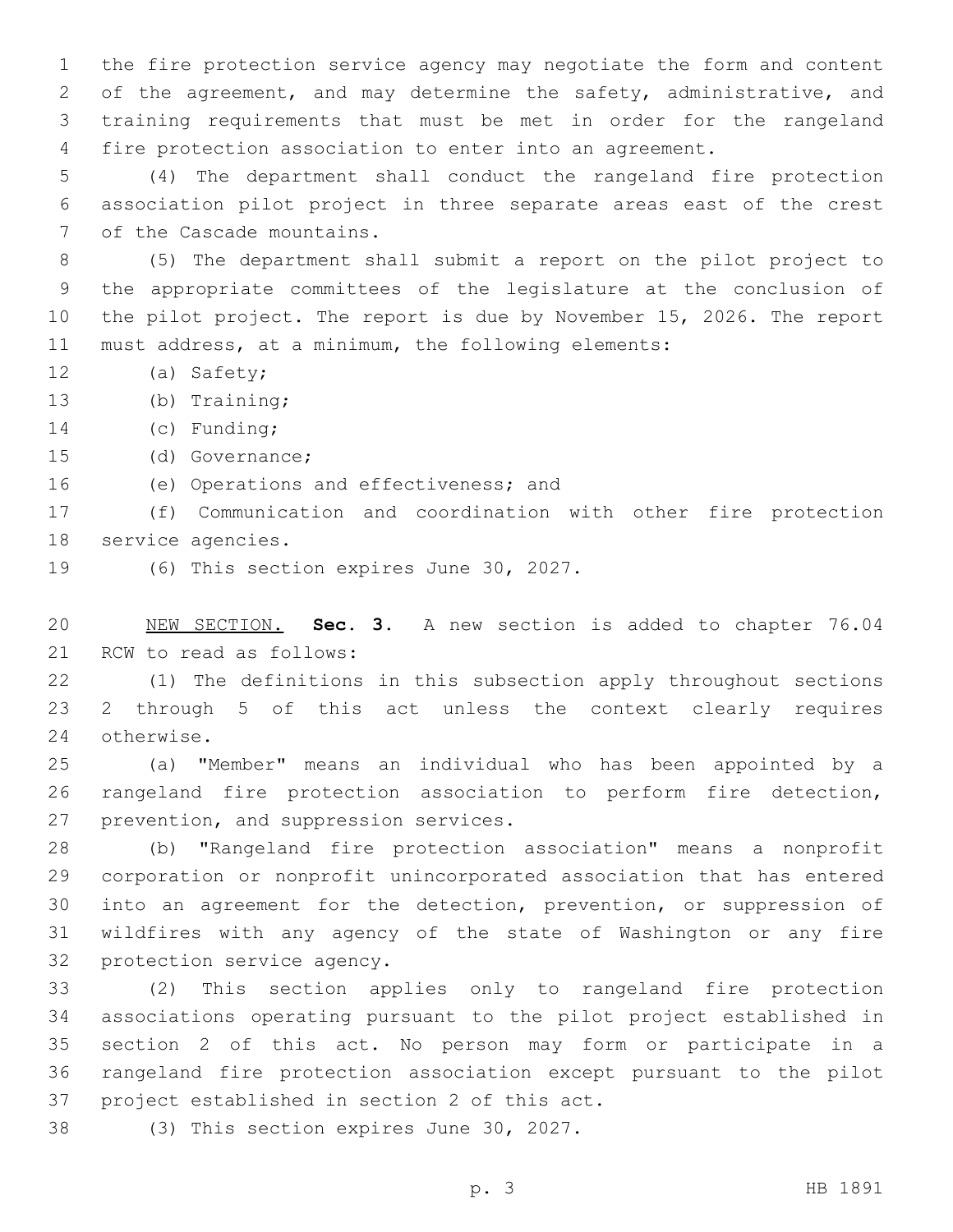the fire protection service agency may negotiate the form and content of the agreement, and may determine the safety, administrative, and training requirements that must be met in order for the rangeland fire protection association to enter into an agreement.

(4) The department shall conduct the rangeland fire protection association pilot project in three separate areas east of the crest of the Cascade mountains.

(5) The department shall submit a report on the pilot project to the appropriate committees of the legislature at the conclusion of the pilot project. The report is due by November 15, 2026. The report must address, at a minimum, the following elements:

(a) Safety;

(b) Training;

(c) Funding;

(d) Governance;

(e) Operations and effectiveness; and

(f) Communication and coordination with other fire protection service agencies.

(6) This section expires June 30, 2027.

NEW SECTION. **Sec. 3.** A new section is added to chapter 76.04 RCW to read as follows:

(1) The definitions in this subsection apply throughout sections 2 through 5 of this act unless the context clearly requires otherwise.

(a) "Member" means an individual who has been appointed by a rangeland fire protection association to perform fire detection, prevention, and suppression services.

(b) "Rangeland fire protection association" means a nonprofit corporation or nonprofit unincorporated association that has entered into an agreement for the detection, prevention, or suppression of wildfires with any agency of the state of Washington or any fire protection service agency.

(2) This section applies only to rangeland fire protection associations operating pursuant to the pilot project established in section 2 of this act. No person may form or participate in a rangeland fire protection association except pursuant to the pilot project established in section 2 of this act.

(3) This section expires June 30, 2027.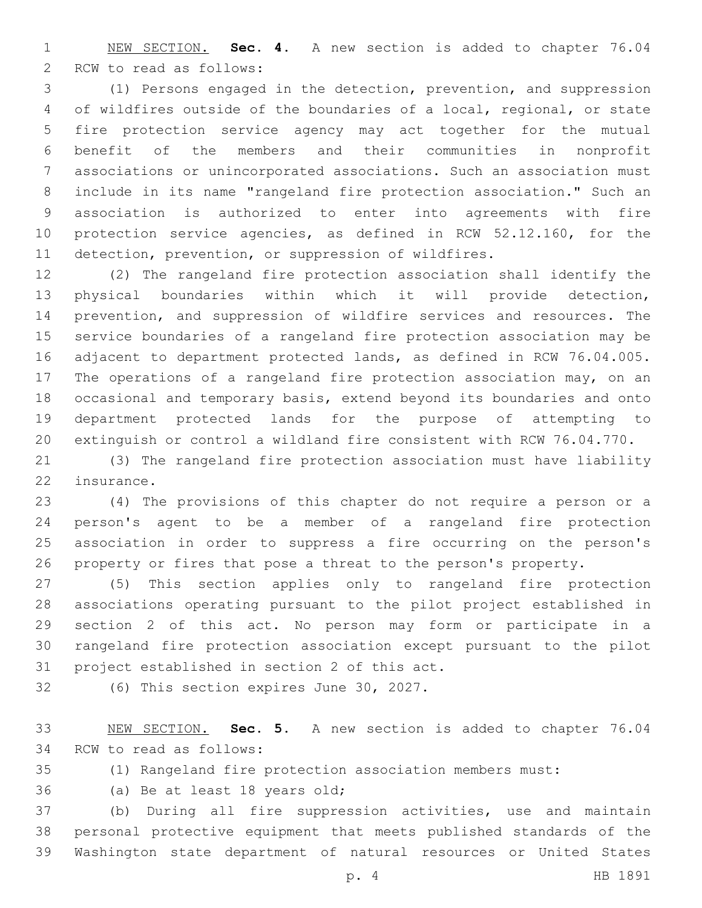NEW SECTION. **Sec. 4.** A new section is added to chapter 76.04 RCW to read as follows:

(1) Persons engaged in the detection, prevention, and suppression of wildfires outside of the boundaries of a local, regional, or state fire protection service agency may act together for the mutual benefit of the members and their communities in nonprofit associations or unincorporated associations. Such an association must include in its name "rangeland fire protection association." Such an association is authorized to enter into agreements with fire protection service agencies, as defined in RCW 52.12.160, for the detection, prevention, or suppression of wildfires.

(2) The rangeland fire protection association shall identify the physical boundaries within which it will provide detection, prevention, and suppression of wildfire services and resources. The service boundaries of a rangeland fire protection association may be adjacent to department protected lands, as defined in RCW 76.04.005. The operations of a rangeland fire protection association may, on an occasional and temporary basis, extend beyond its boundaries and onto department protected lands for the purpose of attempting to extinguish or control a wildland fire consistent with RCW 76.04.770.

(3) The rangeland fire protection association must have liability insurance.

(4) The provisions of this chapter do not require a person or a person's agent to be a member of a rangeland fire protection association in order to suppress a fire occurring on the person's property or fires that pose a threat to the person's property.

(5) This section applies only to rangeland fire protection associations operating pursuant to the pilot project established in section 2 of this act. No person may form or participate in a rangeland fire protection association except pursuant to the pilot project established in section 2 of this act.

(6) This section expires June 30, 2027.

NEW SECTION. **Sec. 5.** A new section is added to chapter 76.04 RCW to read as follows:

(1) Rangeland fire protection association members must:

(a) Be at least 18 years old;

(b) During all fire suppression activities, use and maintain personal protective equipment that meets published standards of the Washington state department of natural resources or United States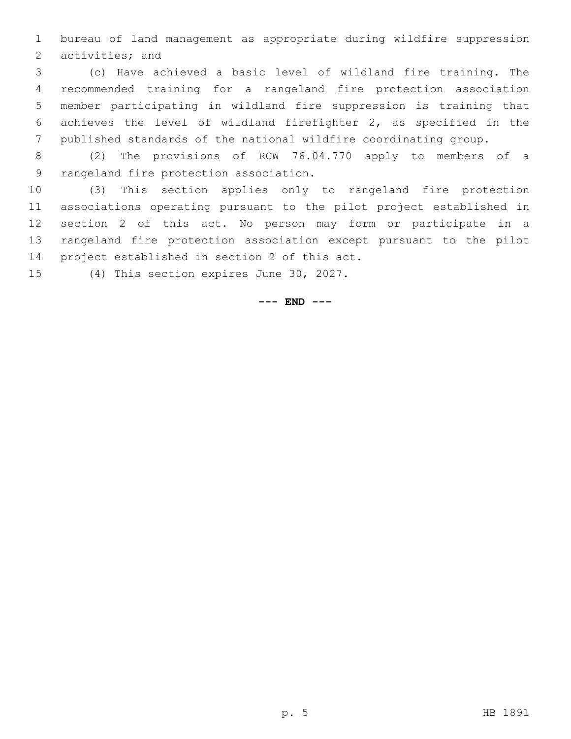bureau of land management as appropriate during wildfire suppression activities; and

(c) Have achieved a basic level of wildland fire training. The recommended training for a rangeland fire protection association member participating in wildland fire suppression is training that achieves the level of wildland firefighter 2, as specified in the published standards of the national wildfire coordinating group.

(2) The provisions of RCW 76.04.770 apply to members of a rangeland fire protection association.

(3) This section applies only to rangeland fire protection associations operating pursuant to the pilot project established in section 2 of this act. No person may form or participate in a rangeland fire protection association except pursuant to the pilot project established in section 2 of this act.

(4) This section expires June 30, 2027.

**--- END ---**